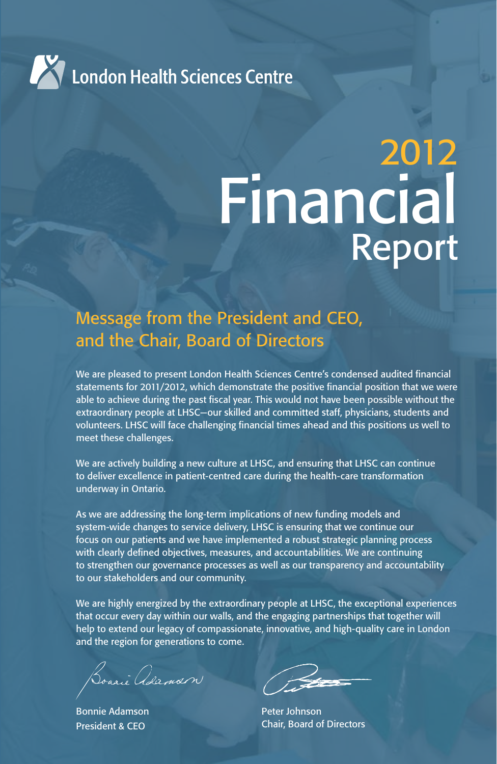London Health Sciences Centre

# 2012 Financial Report

## Message from the President and CEO, and the Chair, Board of Directors

We are pleased to present London Health Sciences Centre's condensed audited financial statements for 2011/2012, which demonstrate the positive financial position that we were able to achieve during the past fiscal year. This would not have been possible without the extraordinary people at LHSC—our skilled and committed staff, physicians, students and volunteers. LHSC will face challenging financial times ahead and this positions us well to meet these challenges.

We are actively building a new culture at LHSC, and ensuring that LHSC can continue to deliver excellence in patient-centred care during the health-care transformation underway in Ontario.

As we are addressing the long-term implications of new funding models and system-wide changes to service delivery, LHSC is ensuring that we continue our focus on our patients and we have implemented a robust strategic planning process with clearly defined objectives, measures, and accountabilities. We are continuing to strengthen our governance processes as well as our transparency and accountability to our stakeholders and our community.

We are highly energized by the extraordinary people at LHSC, the exceptional experiences that occur every day within our walls, and the engaging partnerships that together will help to extend our legacy of compassionate, innovative, and high-quality care in London and the region for generations to come.

Bonnie Adamson
President & CEO

Peter Johnson
Chair, Board of Directors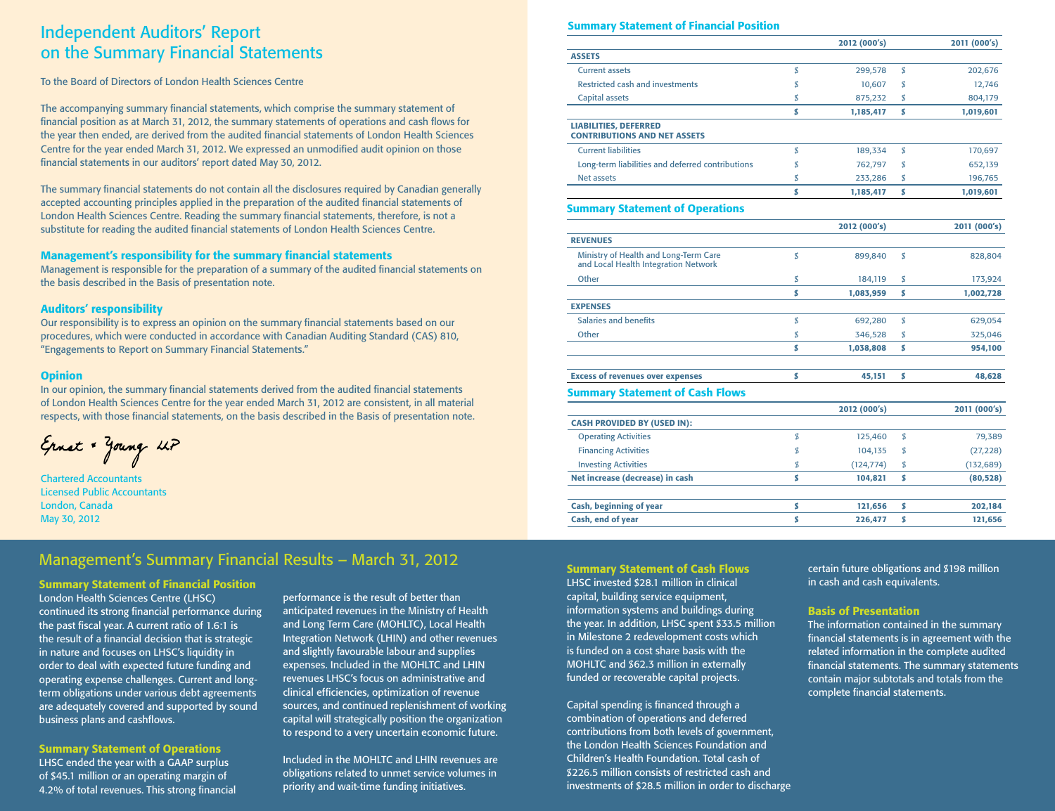# Independent Auditors' Report on the Summary Financial Statements

To the Board of Directors of London Health Sciences Centre

The accompanying summary financial statements, which comprise the summary statement of financial position as at March 31, 2012, the summary statements of operations and cash flows for the year then ended, are derived from the audited financial statements of London Health Sciences Centre for the year ended March 31, 2012. We expressed an unmodified audit opinion on those financial statements in our auditors' report dated May 30, 2012.

The summary financial statements do not contain all the disclosures required by Canadian generally accepted accounting principles applied in the preparation of the audited financial statements of London Health Sciences Centre. Reading the summary financial statements, therefore, is not a substitute for reading the audited financial statements of London Health Sciences Centre.

### Management's responsibility for the summary financial statements

Management is responsible for the preparation of a summary of the audited financial statements on the basis described in the Basis of presentation note.

### Auditors' responsibility

Our responsibility is to express an opinion on the summary financial statements based on our procedures, which were conducted in accordance with Canadian Auditing Standard (CAS) 810, "Engagements to Report on Summary Financial Statements."

### Opinion

In our opinion, the summary financial statements derived from the audited financial statements of London Health Sciences Centre for the year ended March 31, 2012 are consistent, in all material respects, with those financial statements, on the basis described in the Basis of presentation note.

Ernst & Young LLP

Chartered Accountants
Licensed Public Accountants
London, Canada
May 30, 2012

## Summary Statement of Financial Position

| | | 2012 (000's) | | 2011 (000's) |
|---|---|---|---|---|
| **ASSETS** | | | | |
| Current assets | $ | 299,578 | $ | 202,676 |
| Restricted cash and investments | $ | 10,607 | $ | 12,746 |
| Capital assets | $ | 875,232 | $ | 804,179 |
| | **$** | **1,185,417** | **$** | **1,019,601** |
| **LIABILITIES, DEFERRED CONTRIBUTIONS AND NET ASSETS** | | | | |
| Current liabilities | $ | 189,334 | $ | 170,697 |
| Long-term liabilities and deferred contributions | $ | 762,797 | $ | 652,139 |
| Net assets | $ | 233,286 | $ | 196,765 |
| | **$** | **1,185,417** | **$** | **1,019,601** |

## Summary Statement of Operations

| | | 2012 (000's) | | 2011 (000's) |
|---|---|---|---|---|
| **REVENUES** | | | | |
| Ministry of Health and Long-Term Care and Local Health Integration Network | $ | 899,840 | $ | 828,804 |
| Other | $ | 184,119 | $ | 173,924 |
| | **$** | **1,083,959** | **$** | **1,002,728** |
| **EXPENSES** | | | | |
| Salaries and benefits | $ | 692,280 | $ | 629,054 |
| Other | $ | 346,528 | $ | 325,046 |
| | **$** | **1,038,808** | **$** | **954,100** |
| **Excess of revenues over expenses** | **$** | **45,151** | **$** | **48,628** |

## Summary Statement of Cash Flows

| | | 2012 (000's) | | 2011 (000's) |
|---|---|---|---|---|
| **CASH PROVIDED BY (USED IN):** | | | | |
| Operating Activities | $ | 125,460 | $ | 79,389 |
| Financing Activities | $ | 104,135 | $ | (27,228) |
| Investing Activities | $ | (124,774) | $ | (132,689) |
| **Net increase (decrease) in cash** | **$** | **104,821** | **$** | **(80,528)** |
| **Cash, beginning of year** | **$** | **121,656** | **$** | **202,184** |
| **Cash, end of year** | **$** | **226,477** | **$** | **121,656** |

# Management's Summary Financial Results – March 31, 2012

### Summary Statement of Financial Position

London Health Sciences Centre (LHSC) continued its strong financial performance during the past fiscal year. A current ratio of 1.6:1 is the result of a financial decision that is strategic in nature and focuses on LHSC's liquidity in order to deal with expected future funding and operating expense challenges. Current and long-term obligations under various debt agreements are adequately covered and supported by sound business plans and cashflows.

### Summary Statement of Operations

LHSC ended the year with a GAAP surplus of $45.1 million or an operating margin of 4.2% of total revenues. This strong financial performance is the result of better than anticipated revenues in the Ministry of Health and Long Term Care (MOHLTC), Local Health Integration Network (LHIN) and other revenues and slightly favourable labour and supplies expenses. Included in the MOHLTC and LHIN revenues LHSC's focus on administrative and clinical efficiencies, optimization of revenue sources, and continued replenishment of working capital will strategically position the organization to respond to a very uncertain economic future.

Included in the MOHLTC and LHIN revenues are obligations related to unmet service volumes in priority and wait-time funding initiatives.

### Summary Statement of Cash Flows

LHSC invested $28.1 million in clinical capital, building service equipment, information systems and buildings during the year. In addition, LHSC spent $33.5 million in Milestone 2 redevelopment costs which is funded on a cost share basis with the MOHLTC and $62.3 million in externally funded or recoverable capital projects.

Capital spending is financed through a combination of operations and deferred contributions from both levels of government, the London Health Sciences Foundation and Children's Health Foundation. Total cash of $226.5 million consists of restricted cash and investments of $28.5 million in order to discharge certain future obligations and $198 million in cash and cash equivalents.

### Basis of Presentation

The information contained in the summary financial statements is in agreement with the related information in the complete audited financial statements. The summary statements contain major subtotals and totals from the complete financial statements.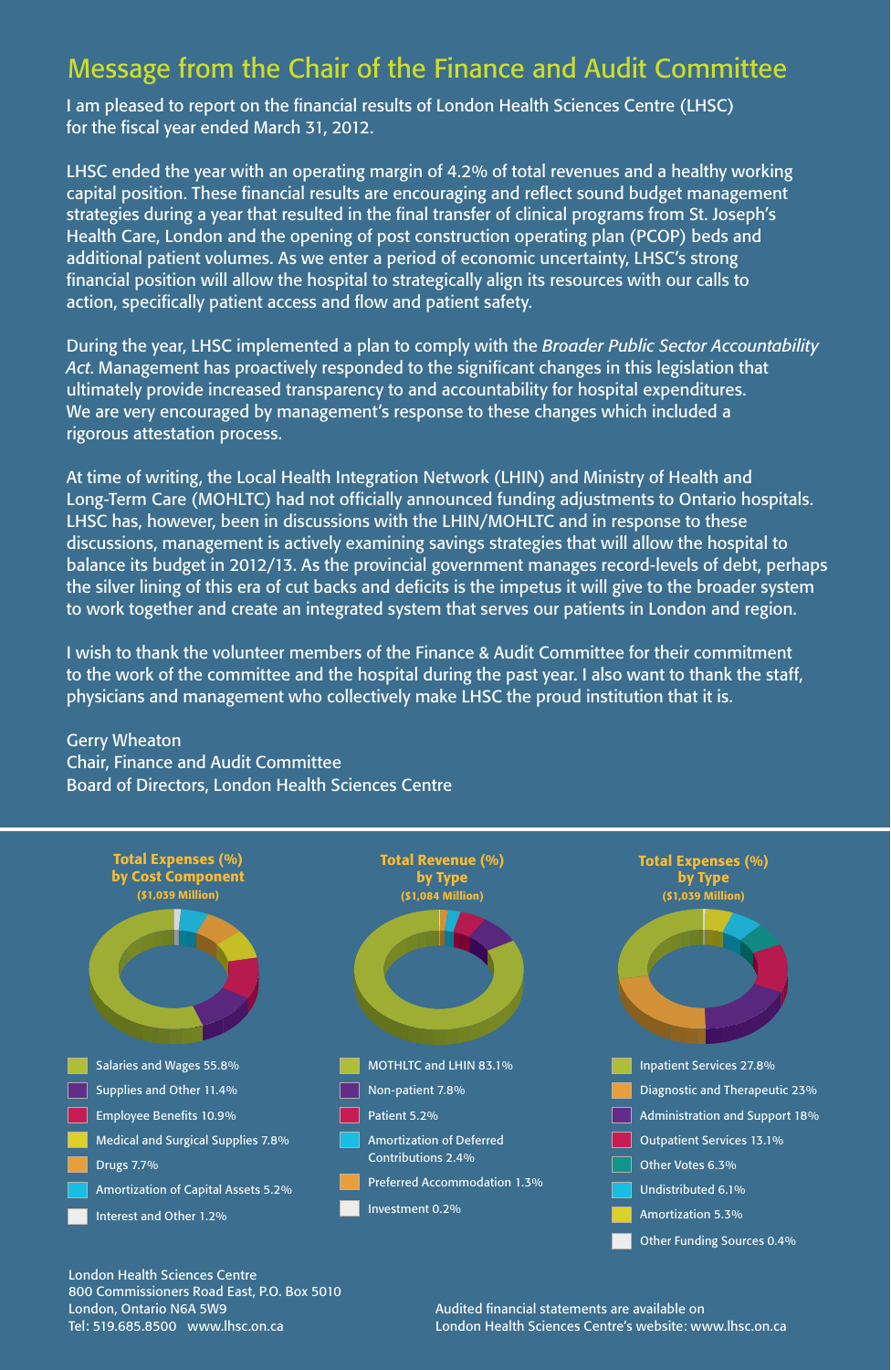# Message from the Chair of the Finance and Audit Committee

I am pleased to report on the financial results of London Health Sciences Centre (LHSC) for the fiscal year ended March 31, 2012.

LHSC ended the year with an operating margin of 4.2% of total revenues and a healthy working capital position. These financial results are encouraging and reflect sound budget management strategies during a year that resulted in the final transfer of clinical programs from St. Joseph's Health Care, London and the opening of post construction operating plan (PCOP) beds and additional patient volumes. As we enter a period of economic uncertainty, LHSC's strong financial position will allow the hospital to strategically align its resources with our calls to action, specifically patient access and flow and patient safety.

During the year, LHSC implemented a plan to comply with the *Broader Public Sector Accountability Act.* Management has proactively responded to the significant changes in this legislation that ultimately provide increased transparency to and accountability for hospital expenditures. We are very encouraged by management's response to these changes which included a rigorous attestation process.

At time of writing, the Local Health Integration Network (LHIN) and Ministry of Health and Long-Term Care (MOHLTC) had not officially announced funding adjustments to Ontario hospitals. LHSC has, however, been in discussions with the LHIN/MOHLTC and in response to these discussions, management is actively examining savings strategies that will allow the hospital to balance its budget in 2012/13. As the provincial government manages record-levels of debt, perhaps the silver lining of this era of cut backs and deficits is the impetus it will give to the broader system to work together and create an integrated system that serves our patients in London and region.

I wish to thank the volunteer members of the Finance & Audit Committee for their commitment to the work of the committee and the hospital during the past year. I also want to thank the staff, physicians and management who collectively make LHSC the proud institution that it is.

Gerry Wheaton
Chair, Finance and Audit Committee
Board of Directors, London Health Sciences Centre

**Total Expenses (%) by Cost Component**
**($1,039 Million)**

Salaries and Wages 55.8%
Supplies and Other 11.4%
Employee Benefits 10.9%
Medical and Surgical Supplies 7.8%
Drugs 7.7%
Amortization of Capital Assets 5.2%
Interest and Other 1.2%

**Total Revenue (%) by Type**
**($1,084 Million)**

MOTHLTC and LHIN 83.1%
Non-patient 7.8%
Patient 5.2%
Amortization of Deferred Contributions 2.4%
Preferred Accommodation 1.3%
Investment 0.2%

**Total Expenses (%) by Type**
**($1,039 Million)**

Inpatient Services 27.8%
Diagnostic and Therapeutic 23%
Administration and Support 18%
Outpatient Services 13.1%
Other Votes 6.3%
Undistributed 6.1%
Amortization 5.3%
Other Funding Sources 0.4%

London Health Sciences Centre
800 Commissioners Road East, P.O. Box 5010
London, Ontario N6A 5W9
Tel: 519.685.8500 www.lhsc.on.ca

Audited financial statements are available on
London Health Sciences Centre's website: www.lhsc.on.ca